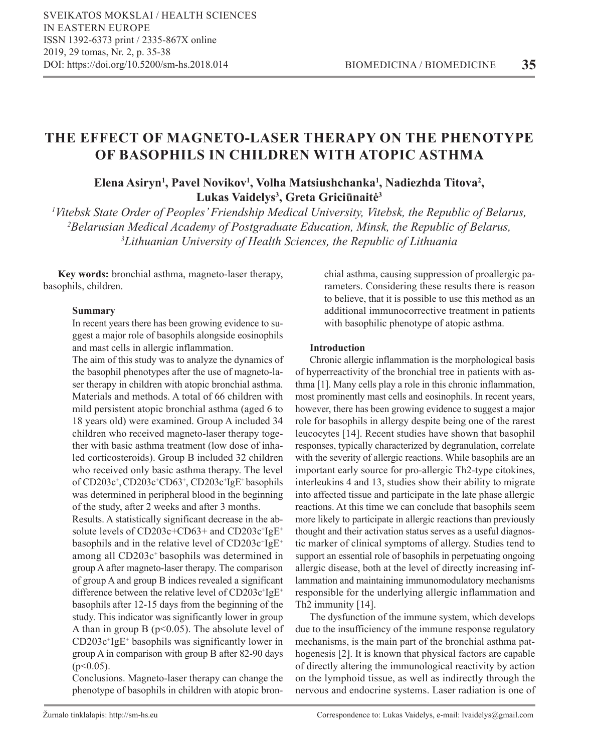# THE EFFECT OF MAGNETO-LASER THERAPY ON THE PHENOTYPE OF BASOPHILS IN CHILDREN WITH ATOPIC ASTHMA

**Elena Asiryn[1], Pavel Novikov[1], Volha Matsiushchanka[1], Nadiezhda Titova[2], Lukas Vaidelys[3], Greta Griciūnaitė[3]**

*[1]Vitebsk State Order of Peoples' Friendship Medical University, Vitebsk, the Republic of Belarus,*
*[2]Belarusian Medical Academy of Postgraduate Education, Minsk, the Republic of Belarus,*
*[3]Lithuanian University of Health Sciences, the Republic of Lithuania*

**Key words:** bronchial asthma, magneto-laser therapy, basophils, children.

### Summary

In recent years there has been growing evidence to suggest a major role of basophils alongside eosinophils and mast cells in allergic inflammation.

The aim of this study was to analyze the dynamics of the basophil phenotypes after the use of magneto-laser therapy in children with atopic bronchial asthma.

Materials and methods. A total of 66 children with mild persistent atopic bronchial asthma (aged 6 to 18 years old) were examined. Group A included 34 children who received magneto-laser therapy together with basic asthma treatment (low dose of inhaled corticosteroids). Group B included 32 children who received only basic asthma therapy. The level of $CD203c^{+}$, $CD203c^{+}CD63^{+}$, $CD203c^{+}IgE^{+}$ basophils was determined in peripheral blood in the beginning of the study, after 2 weeks and after 3 months.

Results. A statistically significant decrease in the absolute levels of CD203c+CD63+ and $CD203c^{+}IgE^{+}$ basophils and in the relative level of $CD203c^{+}IgE^{+}$ among all $CD203c^{+}$ basophils was determined in group A after magneto-laser therapy. The comparison of group A and group B indices revealed a significant difference between the relative level of $CD203c^{+}IgE^{+}$ basophils after 12-15 days from the beginning of the study. This indicator was significantly lower in group A than in group B ($p<0.05$). The absolute level of $CD203c^{+}IgE^{+}$ basophils was significantly lower in group A in comparison with group B after 82-90 days ($p<0.05$).

Conclusions. Magneto-laser therapy can change the phenotype of basophils in children with atopic bronchial asthma, causing suppression of proallergic parameters. Considering these results there is reason to believe, that it is possible to use this method as an additional immunocorrective treatment in patients with basophilic phenotype of atopic asthma.

### Introduction

Chronic allergic inflammation is the morphological basis of hyperreactivity of the bronchial tree in patients with asthma [1]. Many cells play a role in this chronic inflammation, most prominently mast cells and eosinophils. In recent years, however, there has been growing evidence to suggest a major role for basophils in allergy despite being one of the rarest leucocytes [14]. Recent studies have shown that basophil responses, typically characterized by degranulation, correlate with the severity of allergic reactions. While basophils are an important early source for pro-allergic Th2-type citokines, interleukins 4 and 13, studies show their ability to migrate into affected tissue and participate in the late phase allergic reactions. At this time we can conclude that basophils seem more likely to participate in allergic reactions than previously thought and their activation status serves as a useful diagnostic marker of clinical symptoms of allergy. Studies tend to support an essential role of basophils in perpetuating ongoing allergic disease, both at the level of directly increasing inflammation and maintaining immunomodulatory mechanisms responsible for the underlying allergic inflammation and Th2 immunity [14].

The dysfunction of the immune system, which develops due to the insufficiency of the immune response regulatory mechanisms, is the main part of the bronchial asthma pathogenesis [2]. It is known that physical factors are capable of directly altering the immunological reactivity by action on the lymphoid tissue, as well as indirectly through the nervous and endocrine systems. Laser radiation is one of

Žurnalo tinklalapis: http://sm-hs.eu

Correspondence to: Lukas Vaidelys, e-mail: lvaidelys@gmail.com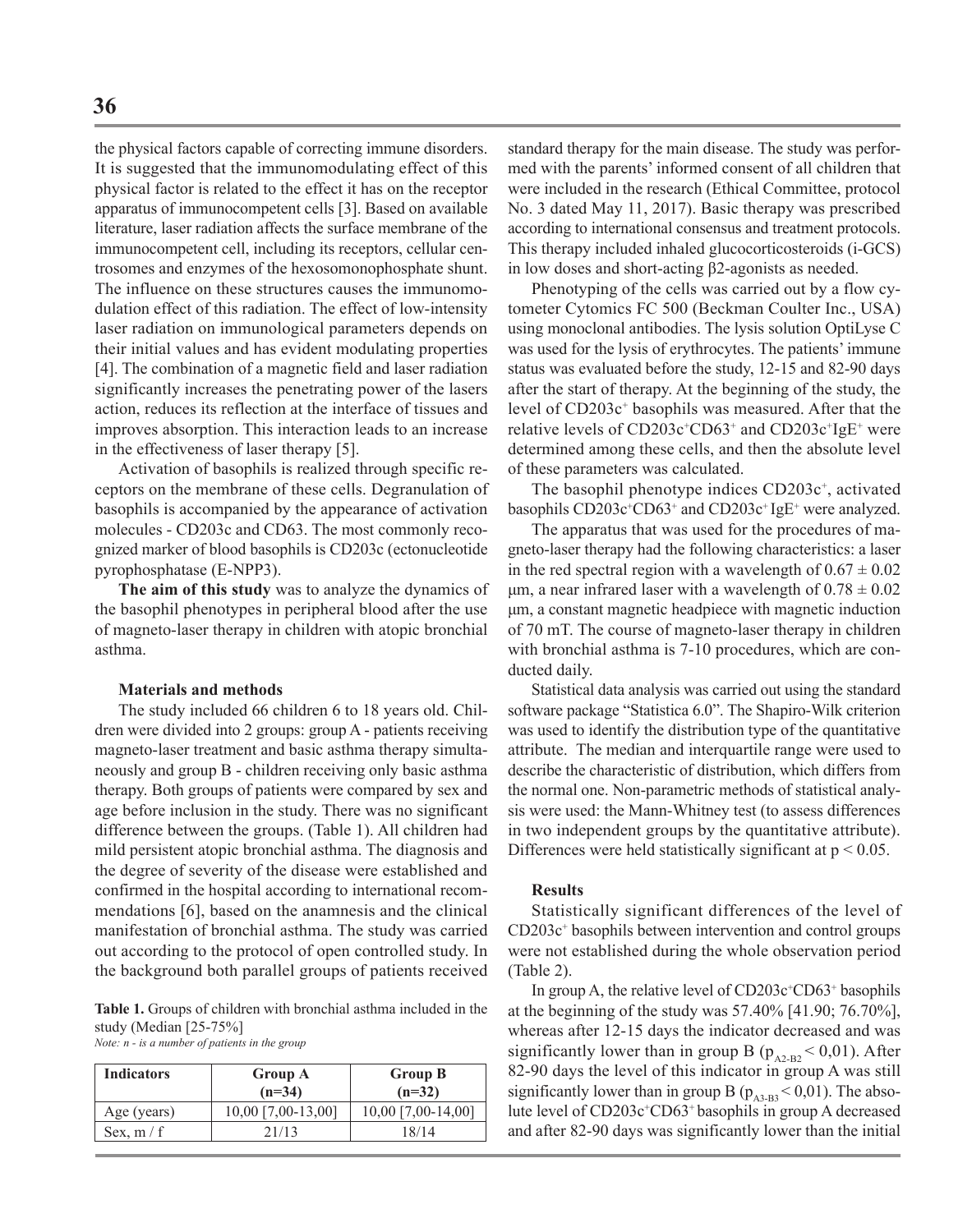the physical factors capable of correcting immune disorders. It is suggested that the immunomodulating effect of this physical factor is related to the effect it has on the receptor apparatus of immunocompetent cells [3]. Based on available literature, laser radiation affects the surface membrane of the immunocompetent cell, including its receptors, cellular centrosomes and enzymes of the hexosomonophosphate shunt. The influence on these structures causes the immunomodulation effect of this radiation. The effect of low-intensity laser radiation on immunological parameters depends on their initial values and has evident modulating properties [4]. The combination of a magnetic field and laser radiation significantly increases the penetrating power of the lasers action, reduces its reflection at the interface of tissues and improves absorption. This interaction leads to an increase in the effectiveness of laser therapy [5].

Activation of basophils is realized through specific receptors on the membrane of these cells. Degranulation of basophils is accompanied by the appearance of activation molecules - CD203c and CD63. The most commonly recognized marker of blood basophils is CD203c (ectonucleotide pyrophosphatase (E-NPP3).

**The aim of this study** was to analyze the dynamics of the basophil phenotypes in peripheral blood after the use of magneto-laser therapy in children with atopic bronchial asthma.

### Materials and methods

The study included 66 children 6 to 18 years old. Children were divided into 2 groups: group A - patients receiving magneto-laser treatment and basic asthma therapy simultaneously and group B - children receiving only basic asthma therapy. Both groups of patients were compared by sex and age before inclusion in the study. There was no significant difference between the groups. (Table 1). All children had mild persistent atopic bronchial asthma. The diagnosis and the degree of severity of the disease were established and confirmed in the hospital according to international recommendations [6], based on the anamnesis and the clinical manifestation of bronchial asthma. The study was carried out according to the protocol of open controlled study. In the background both parallel groups of patients received

**Table 1.** Groups of children with bronchial asthma included in the study (Median [25-75%]

*Note: n - is a number of patients in the group*

| Indicators | Group A (n=34) | Group B (n=32) |
|---|---|---|
| Age (years) | 10,00 [7,00-13,00] | 10,00 [7,00-14,00] |
| Sex, m / f | 21/13 | 18/14 |

standard therapy for the main disease. The study was performed with the parents' informed consent of all children that were included in the research (Ethical Committee, protocol No. 3 dated May 11, 2017). Basic therapy was prescribed according to international consensus and treatment protocols. This therapy included inhaled glucocorticosteroids (i-GCS) in low doses and short-acting β2-agonists as needed.

Phenotyping of the cells was carried out by a flow cytometer Cytomics FC 500 (Beckman Coulter Inc., USA) using monoclonal antibodies. The lysis solution OptiLyse C was used for the lysis of erythrocytes. The patients' immune status was evaluated before the study, 12-15 and 82-90 days after the start of therapy. At the beginning of the study, the level of $CD203c^{+}$ basophils was measured. After that the relative levels of $CD203c^{+}CD63^{+}$ and $CD203c^{+}IgE^{+}$ were determined among these cells, and then the absolute level of these parameters was calculated.

The basophil phenotype indices $CD203c^{+}$, activated basophils $CD203c^{+}CD63^{+}$ and $CD203c^{+}IgE^{+}$ were analyzed.

The apparatus that was used for the procedures of magneto-laser therapy had the following characteristics: a laser in the red spectral region with a wavelength of $0.67 \pm 0.02$ μm, a near infrared laser with a wavelength of $0.78 \pm 0.02$ μm, a constant magnetic headpiece with magnetic induction of 70 mT. The course of magneto-laser therapy in children with bronchial asthma is 7-10 procedures, which are conducted daily.

Statistical data analysis was carried out using the standard software package "Statistica 6.0". The Shapiro-Wilk criterion was used to identify the distribution type of the quantitative attribute. The median and interquartile range were used to describe the characteristic of distribution, which differs from the normal one. Non-parametric methods of statistical analysis were used: the Mann-Whitney test (to assess differences in two independent groups by the quantitative attribute). Differences were held statistically significant at $p < 0.05$.

### Results

Statistically significant differences of the level of $CD203c^{+}$ basophils between intervention and control groups were not established during the whole observation period (Table 2).

In group A, the relative level of $CD203c^{+}CD63^{+}$ basophils at the beginning of the study was 57.40% [41.90; 76.70%], whereas after 12-15 days the indicator decreased and was significantly lower than in group B ($p_{A2-B2} < 0,01$). After 82-90 days the level of this indicator in group A was still significantly lower than in group B ($p_{A3-B3} < 0,01$). The absolute level of $CD203c^{+}CD63^{+}$ basophils in group A decreased and after 82-90 days was significantly lower than the initial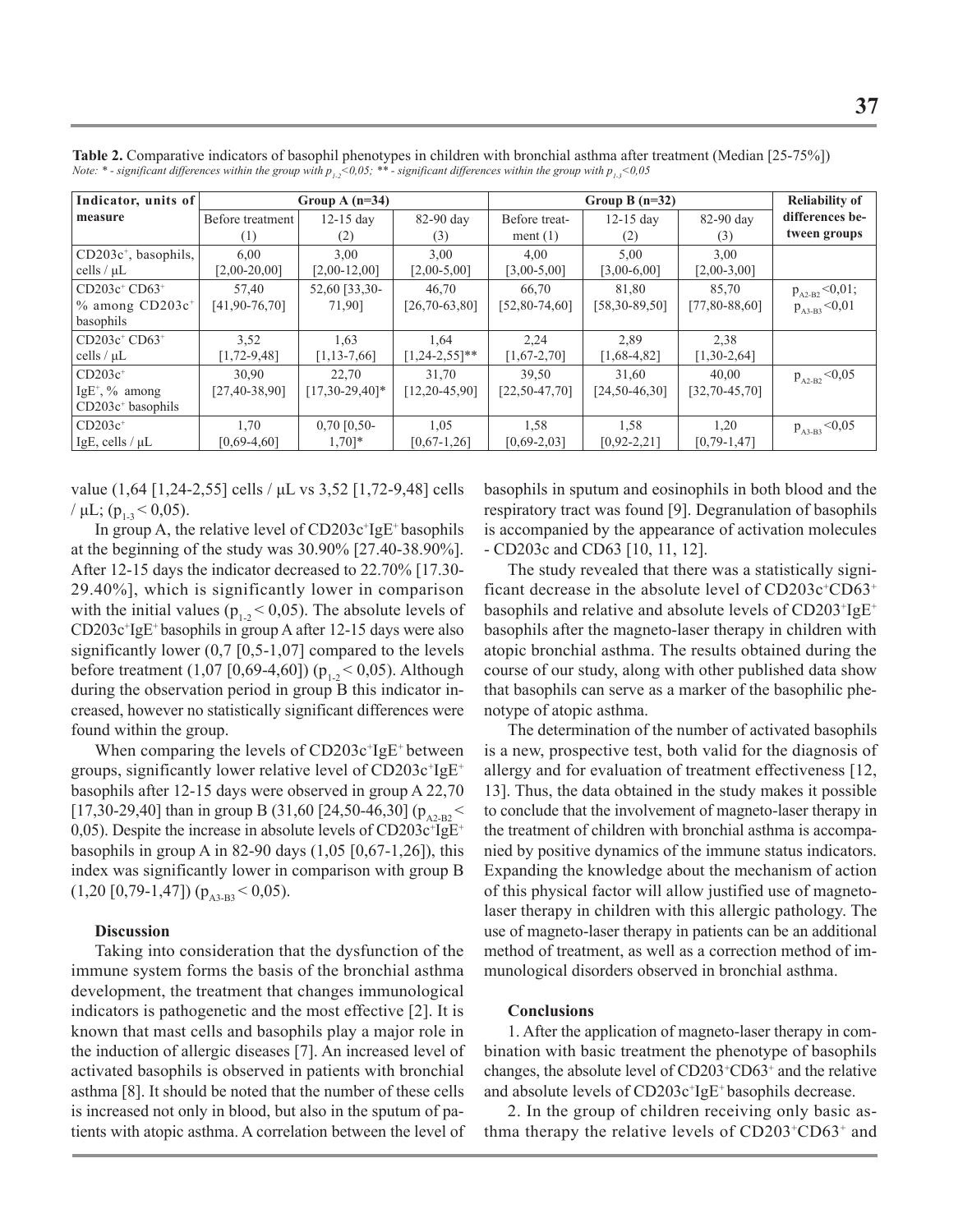**Table 2.** Comparative indicators of basophil phenotypes in children with bronchial asthma after treatment (Median [25-75%])

*Note: * - significant differences within the group with $p_{1-2}$<0,05; ** - significant differences within the group with $p_{1-3}$<0,05*

| Indicator, units of measure | Group A (n=34) | | | Group B (n=32) | | | Reliability of differences between groups |
|---|---|---|---|---|---|---|---|
| | Before treatment (1) | 12-15 day (2) | 82-90 day (3) | Before treatment (1) | 12-15 day (2) | 82-90 day (3) | |
| $CD203c^+$, basophils, cells / μL | 6,00 [2,00-20,00] | 3,00 [2,00-12,00] | 3,00 [2,00-5,00] | 4,00 [3,00-5,00] | 5,00 [3,00-6,00] | 3,00 [2,00-3,00] | |
| $CD203c^+$ $CD63^+$ % among $CD203c^+$ basophils | 57,40 [41,90-76,70] | 52,60 [33,30-71,90] | 46,70 [26,70-63,80] | 66,70 [52,80-74,60] | 81,80 [58,30-89,50] | 85,70 [77,80-88,60] | $p_{A2-B2}$<0,01; $p_{A3-B3}$<0,01 |
| $CD203c^+$ $CD63^+$ cells / μL | 3,52 [1,72-9,48] | 1,63 [1,13-7,66] | 1,64 [1,24-2,55]** | 2,24 [1,67-2,70] | 2,89 [1,68-4,82] | 2,38 [1,30-2,64] | |
| $CD203c^+$ $IgE^+$, % among $CD203c^+$ basophils | 30,90 [27,40-38,90] | 22,70 [17,30-29,40]* | 31,70 [12,20-45,90] | 39,50 [22,50-47,70] | 31,60 [24,50-46,30] | 40,00 [32,70-45,70] | $p_{A2-B2}$<0,05 |
| $CD203c^+$ IgE, cells / μL | 1,70 [0,69-4,60] | 0,70 [0,50-1,70]* | 1,05 [0,67-1,26] | 1,58 [0,69-2,03] | 1,58 [0,92-2,21] | 1,20 [0,79-1,47] | $p_{A3-B3}$<0,05 |

value (1,64 [1,24-2,55] cells / μL vs 3,52 [1,72-9,48] cells / μL; ($p_{1-3}$ < 0,05).

In group A, the relative level of $CD203c^+IgE^+$ basophils at the beginning of the study was 30.90% [27.40-38.90%]. After 12-15 days the indicator decreased to 22.70% [17.30-29.40%], which is significantly lower in comparison with the initial values ($p_{1-2}$ < 0,05). The absolute levels of $CD203c^+IgE^+$ basophils in group A after 12-15 days were also significantly lower (0,7 [0,5-1,07] compared to the levels before treatment (1,07 [0,69-4,60]) ($p_{1-2}$ < 0,05). Although during the observation period in group B this indicator increased, however no statistically significant differences were found within the group.

When comparing the levels of $CD203c^+IgE^+$ between groups, significantly lower relative level of $CD203c^+IgE^+$ basophils after 12-15 days were observed in group A 22,70 [17,30-29,40] than in group B (31,60 [24,50-46,30] ($p_{A2-B2}$ < 0,05). Despite the increase in absolute levels of $CD203c^+IgE^+$ basophils in group A in 82-90 days (1,05 [0,67-1,26]), this index was significantly lower in comparison with group B (1,20 [0,79-1,47]) ($p_{A3-B3}$ < 0,05).

**Discussion**

Taking into consideration that the dysfunction of the immune system forms the basis of the bronchial asthma development, the treatment that changes immunological indicators is pathogenetic and the most effective [2]. It is known that mast cells and basophils play a major role in the induction of allergic diseases [7]. An increased level of activated basophils is observed in patients with bronchial asthma [8]. It should be noted that the number of these cells is increased not only in blood, but also in the sputum of patients with atopic asthma. A correlation between the level of basophils in sputum and eosinophils in both blood and the respiratory tract was found [9]. Degranulation of basophils is accompanied by the appearance of activation molecules - CD203c and CD63 [10, 11, 12].

The study revealed that there was a statistically significant decrease in the absolute level of $CD203c^+CD63^+$ basophils and relative and absolute levels of $CD203^+IgE^+$ basophils after the magneto-laser therapy in children with atopic bronchial asthma. The results obtained during the course of our study, along with other published data show that basophils can serve as a marker of the basophilic phenotype of atopic asthma.

The determination of the number of activated basophils is a new, prospective test, both valid for the diagnosis of allergy and for evaluation of treatment effectiveness [12, 13]. Thus, the data obtained in the study makes it possible to conclude that the involvement of magneto-laser therapy in the treatment of children with bronchial asthma is accompanied by positive dynamics of the immune status indicators. Expanding the knowledge about the mechanism of action of this physical factor will allow justified use of magneto-laser therapy in children with this allergic pathology. The use of magneto-laser therapy in patients can be an additional method of treatment, as well as a correction method of immunological disorders observed in bronchial asthma.

**Conclusions**

1. After the application of magneto-laser therapy in combination with basic treatment the phenotype of basophils changes, the absolute level of $CD203^+CD63^+$ and the relative and absolute levels of $CD203c^+IgE^+$ basophils decrease.

2. In the group of children receiving only basic asthma therapy the relative levels of $CD203^+CD63^+$ and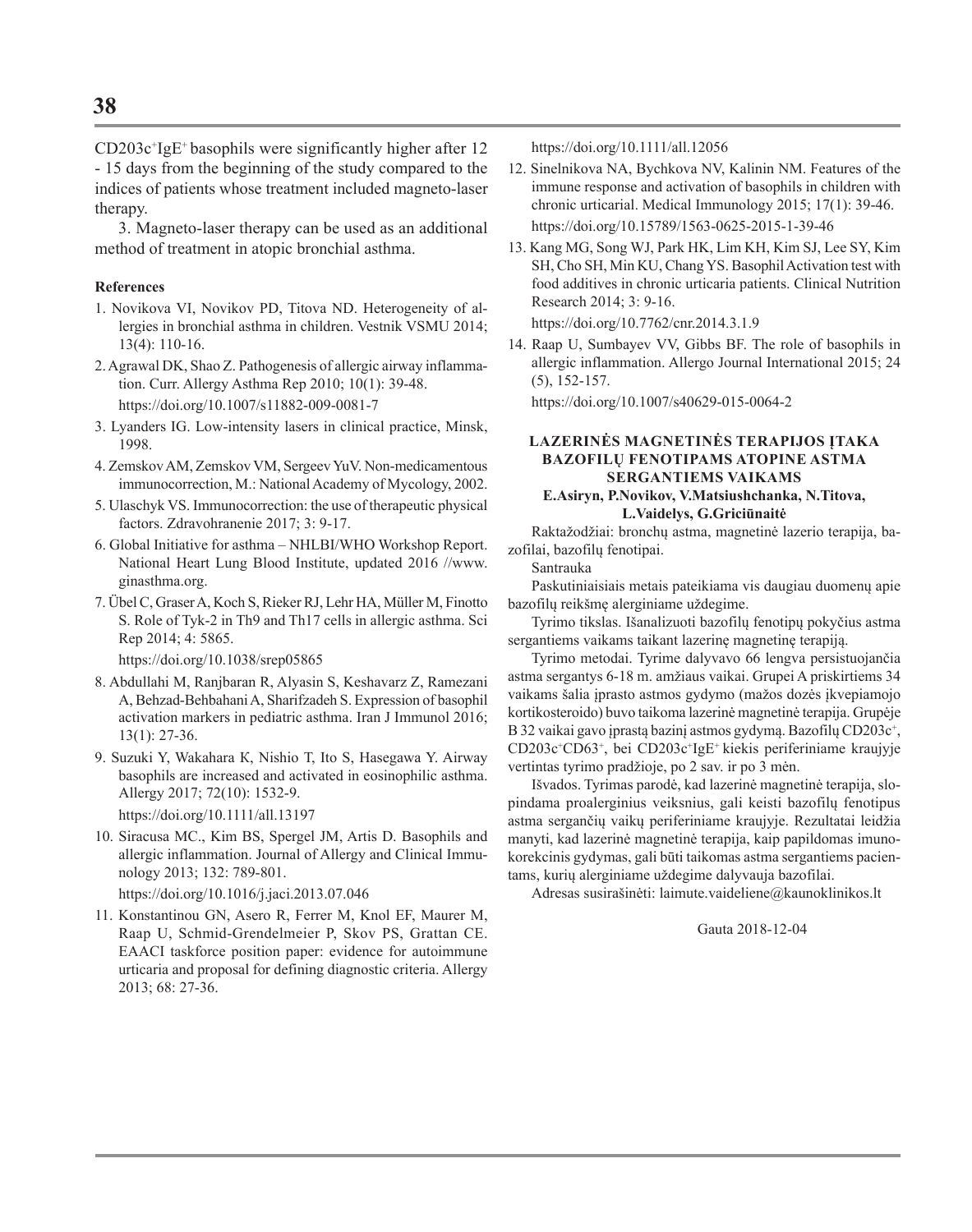CD203c$^{+}$IgE$^{+}$ basophils were significantly higher after 12 - 15 days from the beginning of the study compared to the indices of patients whose treatment included magneto-laser therapy.

3. Magneto-laser therapy can be used as an additional method of treatment in atopic bronchial asthma.

**References**

1. Novikova VI, Novikov PD, Titova ND. Heterogeneity of allergies in bronchial asthma in children. Vestnik VSMU 2014; 13(4): 110-16.
2. Agrawal DK, Shao Z. Pathogenesis of allergic airway inflammation. Curr. Allergy Asthma Rep 2010; 10(1): 39-48. https://doi.org/10.1007/s11882-009-0081-7
3. Lyanders IG. Low-intensity lasers in clinical practice, Minsk, 1998.
4. Zemskov AM, Zemskov VM, Sergeev YuV. Non-medicamentous immunocorrection, M.: National Academy of Mycology, 2002.
5. Ulaschyk VS. Immunocorrection: the use of therapeutic physical factors. Zdravohranenie 2017; 3: 9-17.
6. Global Initiative for asthma – NHLBI/WHO Workshop Report. National Heart Lung Blood Institute, updated 2016 //www.ginasthma.org.
7. Übel C, Graser A, Koch S, Rieker RJ, Lehr HA, Müller M, Finotto S. Role of Tyk-2 in Th9 and Th17 cells in allergic asthma. Sci Rep 2014; 4: 5865. https://doi.org/10.1038/srep05865
8. Abdullahi M, Ranjbaran R, Alyasin S, Keshavarz Z, Ramezani A, Behzad-Behbahani A, Sharifzadeh S. Expression of basophil activation markers in pediatric asthma. Iran J Immunol 2016; 13(1): 27-36.
9. Suzuki Y, Wakahara K, Nishio T, Ito S, Hasegawa Y. Airway basophils are increased and activated in eosinophilic asthma. Allergy 2017; 72(10): 1532-9. https://doi.org/10.1111/all.13197
10. Siracusa MC., Kim BS, Spergel JM, Artis D. Basophils and allergic inflammation. Journal of Allergy and Clinical Immunology 2013; 132: 789-801. https://doi.org/10.1016/j.jaci.2013.07.046
11. Konstantinou GN, Asero R, Ferrer M, Knol EF, Maurer M, Raap U, Schmid-Grendelmeier P, Skov PS, Grattan CE. EAACI taskforce position paper: evidence for autoimmune urticaria and proposal for defining diagnostic criteria. Allergy 2013; 68: 27-36. https://doi.org/10.1111/all.12056
12. Sinelnikova NA, Bychkova NV, Kalinin NM. Features of the immune response and activation of basophils in children with chronic urticarial. Medical Immunology 2015; 17(1): 39-46. https://doi.org/10.15789/1563-0625-2015-1-39-46
13. Kang MG, Song WJ, Park HK, Lim KH, Kim SJ, Lee SY, Kim SH, Cho SH, Min KU, Chang YS. Basophil Activation test with food additives in chronic urticaria patients. Clinical Nutrition Research 2014; 3: 9-16. https://doi.org/10.7762/cnr.2014.3.1.9
14. Raap U, Sumbayev VV, Gibbs BF. The role of basophils in allergic inflammation. Allergo Journal International 2015; 24 (5), 152-157. https://doi.org/10.1007/s40629-015-0064-2

### LAZERINĖS MAGNETINĖS TERAPIJOS ĮTAKA BAZOFILŲ FENOTIPAMS ATOPINE ASTMA SERGANTIEMS VAIKAMS

**E.Asiryn, P.Novikov, V.Matsiushchanka, N.Titova, L.Vaidelys, G.Griciūnaitė**

Raktažodžiai: bronchų astma, magnetinė lazerio terapija, bazofilai, bazofilų fenotipai.

Santrauka

Paskutiniaisiais metais pateikiama vis daugiau duomenų apie bazofilų reikšmę alerginiame uždegime.

Tyrimo tikslas. Išanalizuoti bazofilų fenotipų pokyčius astma sergantiems vaikams taikant lazerinę magnetinę terapiją.

Tyrimo metodai. Tyrime dalyvavo 66 lengva persistuojančia astma sergantys 6-18 m. amžiaus vaikai. Grupei A priskirtiems 34 vaikams šalia įprasto astmos gydymo (mažos dozės įkvepiamojo kortikosteroido) buvo taikoma lazerinė magnetinė terapija. Grupėje B 32 vaikai gavo įprastą bazinį astmos gydymą. Bazofilų CD203c$^{+}$, CD203c$^{+}$CD63$^{+}$, bei CD203c$^{+}$IgE$^{+}$ kiekis periferiniame kraujyje vertintas tyrimo pradžioje, po 2 sav. ir po 3 mėn.

Išvados. Tyrimas parodė, kad lazerinė magnetinė terapija, slopindama proalerginius veiksnius, gali keisti bazofilų fenotipus astma sergančių vaikų periferiniame kraujyje. Rezultatai leidžia manyti, kad lazerinė magnetinė terapija, kaip papildomas imunokorekcinis gydymas, gali būti taikomas astma sergantiems pacientams, kurių alerginiame uždegime dalyvauja bazofilai.

Adresas susirašinėti: laimute.vaideliene@kaunoklinikos.lt

Gauta 2018-12-04